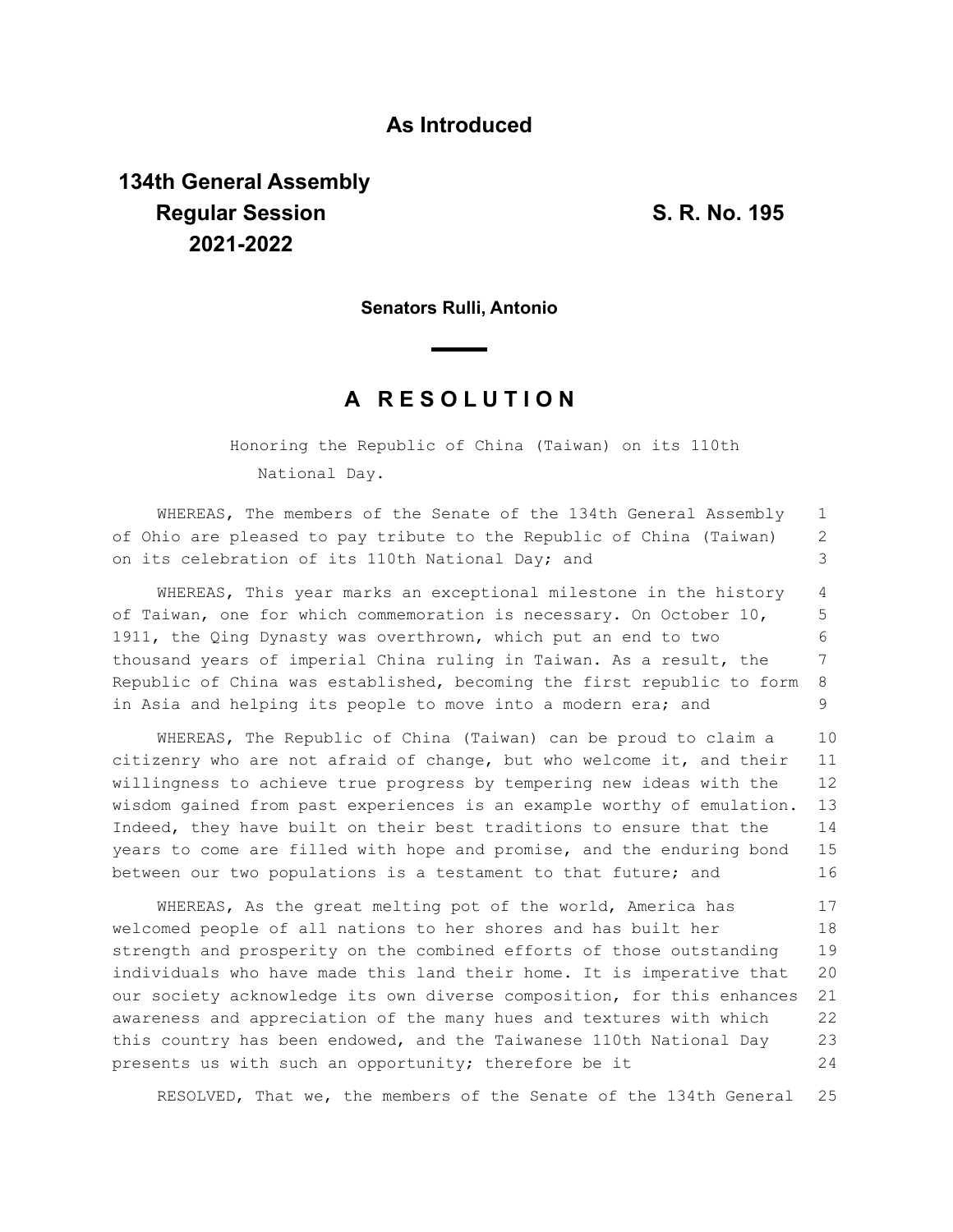**As Introduced**

**134th General Assembly**
**Regular Session**
**2021-2022**

**S. R. No. 195**

**Senators Rulli, Antonio**

## A RESOLUTION

Honoring the Republic of China (Taiwan) on its 110th National Day.

WHEREAS, The members of the Senate of the 134th General Assembly of Ohio are pleased to pay tribute to the Republic of China (Taiwan) on its celebration of its 110th National Day; and

WHEREAS, This year marks an exceptional milestone in the history of Taiwan, one for which commemoration is necessary. On October 10, 1911, the Qing Dynasty was overthrown, which put an end to two thousand years of imperial China ruling in Taiwan. As a result, the Republic of China was established, becoming the first republic to form in Asia and helping its people to move into a modern era; and

WHEREAS, The Republic of China (Taiwan) can be proud to claim a citizenry who are not afraid of change, but who welcome it, and their willingness to achieve true progress by tempering new ideas with the wisdom gained from past experiences is an example worthy of emulation. Indeed, they have built on their best traditions to ensure that the years to come are filled with hope and promise, and the enduring bond between our two populations is a testament to that future; and

WHEREAS, As the great melting pot of the world, America has welcomed people of all nations to her shores and has built her strength and prosperity on the combined efforts of those outstanding individuals who have made this land their home. It is imperative that our society acknowledge its own diverse composition, for this enhances awareness and appreciation of the many hues and textures with which this country has been endowed, and the Taiwanese 110th National Day presents us with such an opportunity; therefore be it

RESOLVED, That we, the members of the Senate of the 134th General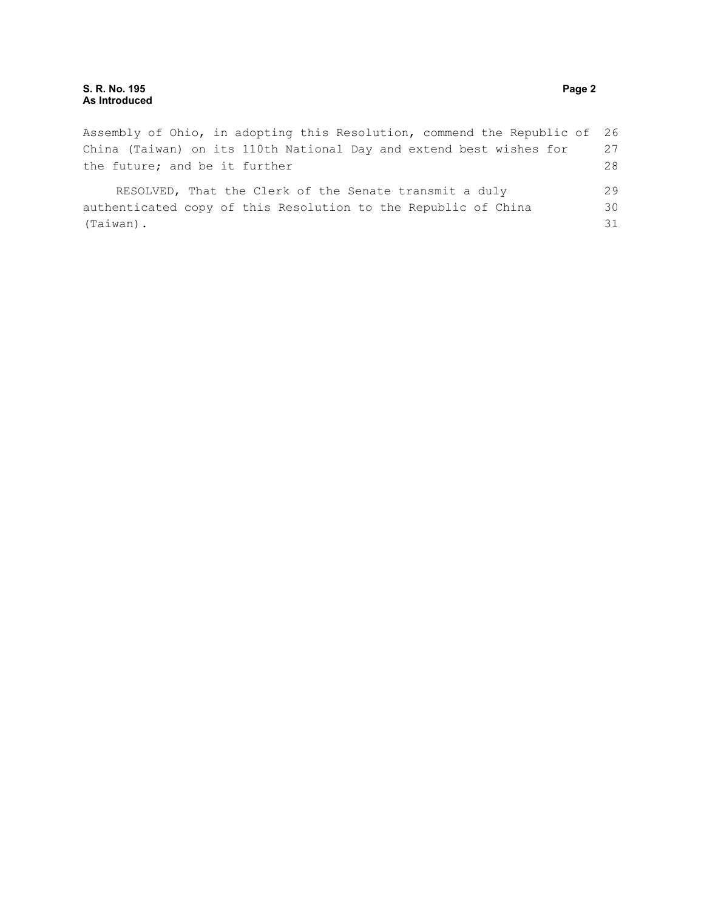Assembly of Ohio, in adopting this Resolution, commend the Republic of China (Taiwan) on its 110th National Day and extend best wishes for the future; and be it further

RESOLVED, That the Clerk of the Senate transmit a duly authenticated copy of this Resolution to the Republic of China (Taiwan).